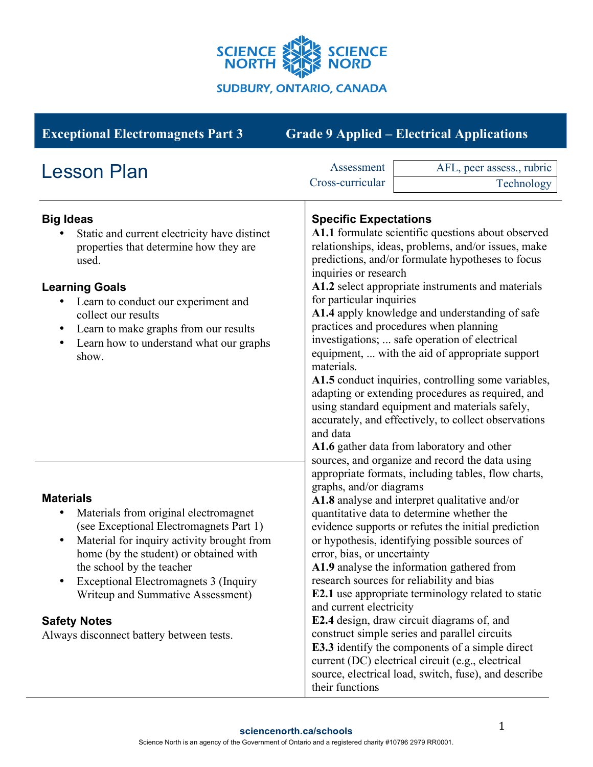# Exceptional Electromagnets Part 3

**Grade 9 Applied – Electrical Applications**

## Lesson Plan

| Assessment | AFL, peer assess., rubric |
| --- | --- |
| Cross-curricular | Technology |

### Big Ideas

- Static and current electricity have distinct properties that determine how they are used.

### Learning Goals

- Learn to conduct our experiment and collect our results
- Learn to make graphs from our results
- Learn how to understand what our graphs show.

### Materials

- Materials from original electromagnet (see Exceptional Electromagnets Part 1)
- Material for inquiry activity brought from home (by the student) or obtained with the school by the teacher
- Exceptional Electromagnets 3 (Inquiry Writeup and Summative Assessment)

### Safety Notes

Always disconnect battery between tests.

### Specific Expectations

**A1.1** formulate scientific questions about observed relationships, ideas, problems, and/or issues, make predictions, and/or formulate hypotheses to focus inquiries or research

**A1.2** select appropriate instruments and materials for particular inquiries

**A1.4** apply knowledge and understanding of safe practices and procedures when planning investigations; ... safe operation of electrical equipment, ... with the aid of appropriate support materials.

**A1.5** conduct inquiries, controlling some variables, adapting or extending procedures as required, and using standard equipment and materials safely, accurately, and effectively, to collect observations and data

**A1.6** gather data from laboratory and other sources, and organize and record the data using appropriate formats, including tables, flow charts, graphs, and/or diagrams

**A1.8** analyse and interpret qualitative and/or quantitative data to determine whether the evidence supports or refutes the initial prediction or hypothesis, identifying possible sources of error, bias, or uncertainty

**A1.9** analyse the information gathered from research sources for reliability and bias

**E2.1** use appropriate terminology related to static and current electricity

**E2.4** design, draw circuit diagrams of, and construct simple series and parallel circuits

**E3.3** identify the components of a simple direct current (DC) electrical circuit (e.g., electrical source, electrical load, switch, fuse), and describe their functions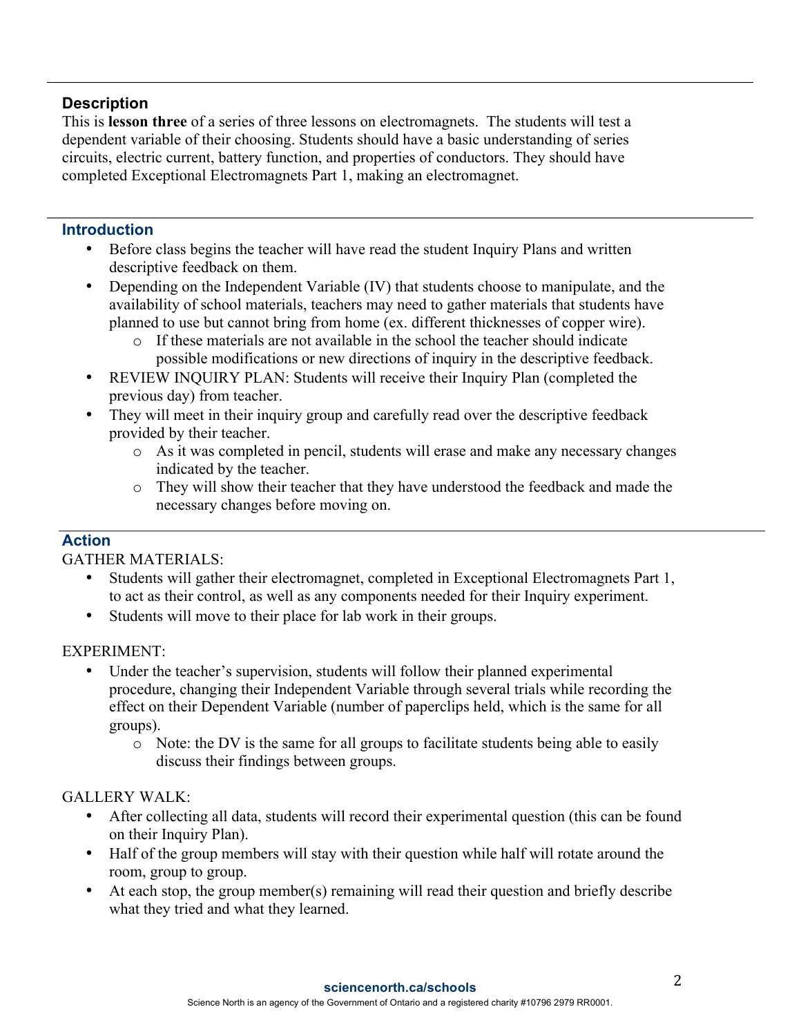## Description

This is **lesson three** of a series of three lessons on electromagnets. The students will test a dependent variable of their choosing. Students should have a basic understanding of series circuits, electric current, battery function, and properties of conductors. They should have completed Exceptional Electromagnets Part 1, making an electromagnet.

## Introduction

- Before class begins the teacher will have read the student Inquiry Plans and written descriptive feedback on them.
- Depending on the Independent Variable (IV) that students choose to manipulate, and the availability of school materials, teachers may need to gather materials that students have planned to use but cannot bring from home (ex. different thicknesses of copper wire).
    - If these materials are not available in the school the teacher should indicate possible modifications or new directions of inquiry in the descriptive feedback.
- REVIEW INQUIRY PLAN: Students will receive their Inquiry Plan (completed the previous day) from teacher.
- They will meet in their inquiry group and carefully read over the descriptive feedback provided by their teacher.
    - As it was completed in pencil, students will erase and make any necessary changes indicated by the teacher.
    - They will show their teacher that they have understood the feedback and made the necessary changes before moving on.

## Action

GATHER MATERIALS:

- Students will gather their electromagnet, completed in Exceptional Electromagnets Part 1, to act as their control, as well as any components needed for their Inquiry experiment.
- Students will move to their place for lab work in their groups.

EXPERIMENT:

- Under the teacher's supervision, students will follow their planned experimental procedure, changing their Independent Variable through several trials while recording the effect on their Dependent Variable (number of paperclips held, which is the same for all groups).
    - Note: the DV is the same for all groups to facilitate students being able to easily discuss their findings between groups.

GALLERY WALK:

- After collecting all data, students will record their experimental question (this can be found on their Inquiry Plan).
- Half of the group members will stay with their question while half will rotate around the room, group to group.
- At each stop, the group member(s) remaining will read their question and briefly describe what they tried and what they learned.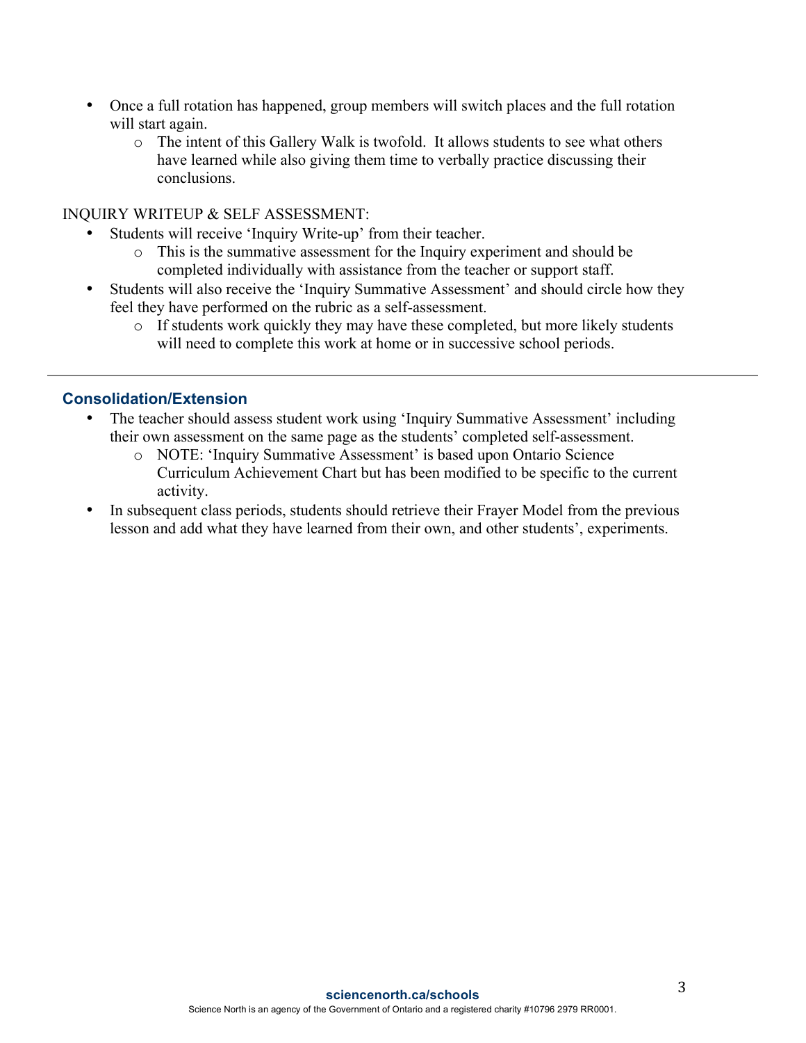- Once a full rotation has happened, group members will switch places and the full rotation will start again.
    - The intent of this Gallery Walk is twofold. It allows students to see what others have learned while also giving them time to verbally practice discussing their conclusions.

INQUIRY WRITEUP & SELF ASSESSMENT:

- Students will receive 'Inquiry Write-up' from their teacher.
    - This is the summative assessment for the Inquiry experiment and should be completed individually with assistance from the teacher or support staff.
- Students will also receive the 'Inquiry Summative Assessment' and should circle how they feel they have performed on the rubric as a self-assessment.
    - If students work quickly they may have these completed, but more likely students will need to complete this work at home or in successive school periods.

---

## Consolidation/Extension

- The teacher should assess student work using 'Inquiry Summative Assessment' including their own assessment on the same page as the students' completed self-assessment.
    - NOTE: 'Inquiry Summative Assessment' is based upon Ontario Science Curriculum Achievement Chart but has been modified to be specific to the current activity.
- In subsequent class periods, students should retrieve their Frayer Model from the previous lesson and add what they have learned from their own, and other students', experiments.